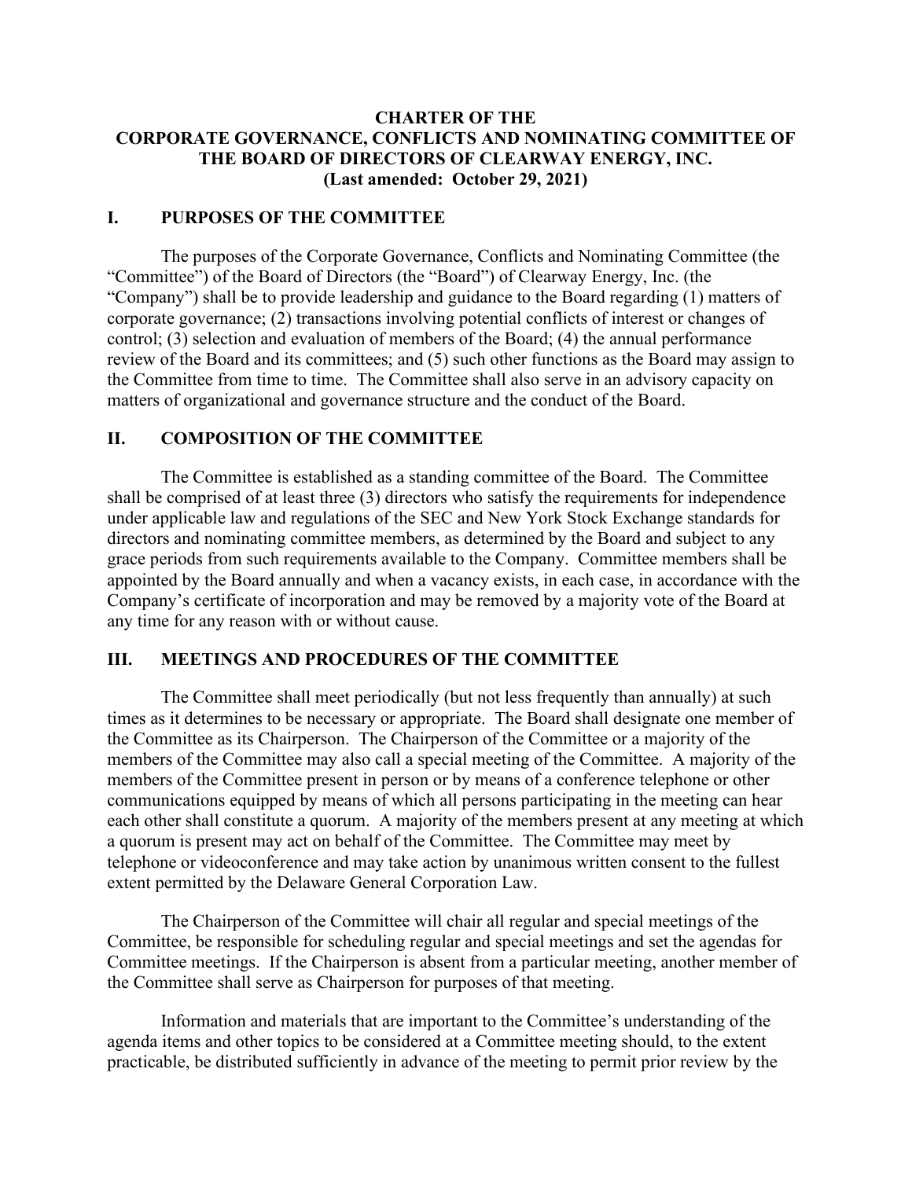# CHARTER OF THE CORPORATE GOVERNANCE, CONFLICTS AND NOMINATING COMMITTEE OF THE BOARD OF DIRECTORS OF CLEARWAY ENERGY, INC.

**(Last amended: October 29, 2021)**

## I. PURPOSES OF THE COMMITTEE

The purposes of the Corporate Governance, Conflicts and Nominating Committee (the "Committee") of the Board of Directors (the "Board") of Clearway Energy, Inc. (the "Company") shall be to provide leadership and guidance to the Board regarding (1) matters of corporate governance; (2) transactions involving potential conflicts of interest or changes of control; (3) selection and evaluation of members of the Board; (4) the annual performance review of the Board and its committees; and (5) such other functions as the Board may assign to the Committee from time to time. The Committee shall also serve in an advisory capacity on matters of organizational and governance structure and the conduct of the Board.

## II. COMPOSITION OF THE COMMITTEE

The Committee is established as a standing committee of the Board. The Committee shall be comprised of at least three (3) directors who satisfy the requirements for independence under applicable law and regulations of the SEC and New York Stock Exchange standards for directors and nominating committee members, as determined by the Board and subject to any grace periods from such requirements available to the Company. Committee members shall be appointed by the Board annually and when a vacancy exists, in each case, in accordance with the Company's certificate of incorporation and may be removed by a majority vote of the Board at any time for any reason with or without cause.

## III. MEETINGS AND PROCEDURES OF THE COMMITTEE

The Committee shall meet periodically (but not less frequently than annually) at such times as it determines to be necessary or appropriate. The Board shall designate one member of the Committee as its Chairperson. The Chairperson of the Committee or a majority of the members of the Committee may also call a special meeting of the Committee. A majority of the members of the Committee present in person or by means of a conference telephone or other communications equipped by means of which all persons participating in the meeting can hear each other shall constitute a quorum. A majority of the members present at any meeting at which a quorum is present may act on behalf of the Committee. The Committee may meet by telephone or videoconference and may take action by unanimous written consent to the fullest extent permitted by the Delaware General Corporation Law.

The Chairperson of the Committee will chair all regular and special meetings of the Committee, be responsible for scheduling regular and special meetings and set the agendas for Committee meetings. If the Chairperson is absent from a particular meeting, another member of the Committee shall serve as Chairperson for purposes of that meeting.

Information and materials that are important to the Committee's understanding of the agenda items and other topics to be considered at a Committee meeting should, to the extent practicable, be distributed sufficiently in advance of the meeting to permit prior review by the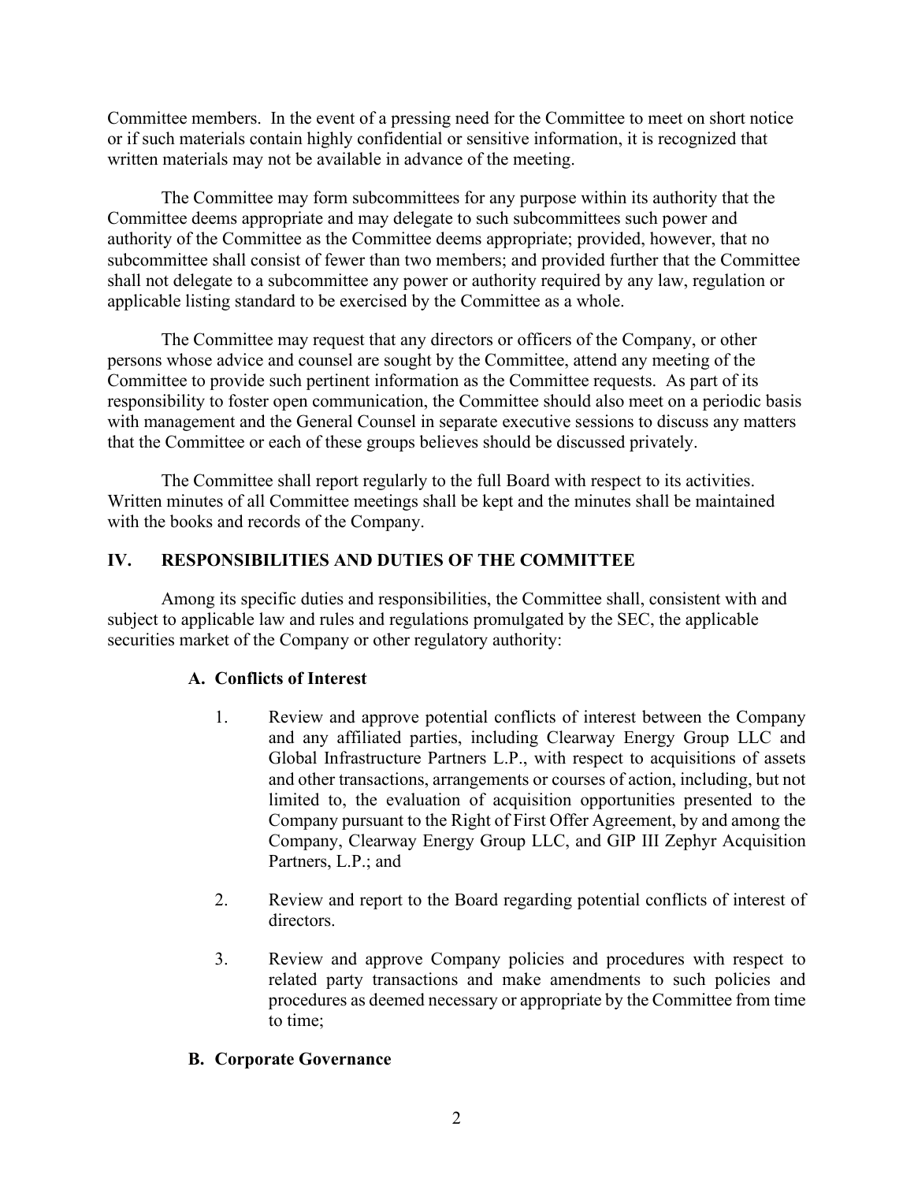Committee members. In the event of a pressing need for the Committee to meet on short notice or if such materials contain highly confidential or sensitive information, it is recognized that written materials may not be available in advance of the meeting.

The Committee may form subcommittees for any purpose within its authority that the Committee deems appropriate and may delegate to such subcommittees such power and authority of the Committee as the Committee deems appropriate; provided, however, that no subcommittee shall consist of fewer than two members; and provided further that the Committee shall not delegate to a subcommittee any power or authority required by any law, regulation or applicable listing standard to be exercised by the Committee as a whole.

The Committee may request that any directors or officers of the Company, or other persons whose advice and counsel are sought by the Committee, attend any meeting of the Committee to provide such pertinent information as the Committee requests. As part of its responsibility to foster open communication, the Committee should also meet on a periodic basis with management and the General Counsel in separate executive sessions to discuss any matters that the Committee or each of these groups believes should be discussed privately.

The Committee shall report regularly to the full Board with respect to its activities. Written minutes of all Committee meetings shall be kept and the minutes shall be maintained with the books and records of the Company.

## IV. RESPONSIBILITIES AND DUTIES OF THE COMMITTEE

Among its specific duties and responsibilities, the Committee shall, consistent with and subject to applicable law and rules and regulations promulgated by the SEC, the applicable securities market of the Company or other regulatory authority:

### A. Conflicts of Interest

1. Review and approve potential conflicts of interest between the Company and any affiliated parties, including Clearway Energy Group LLC and Global Infrastructure Partners L.P., with respect to acquisitions of assets and other transactions, arrangements or courses of action, including, but not limited to, the evaluation of acquisition opportunities presented to the Company pursuant to the Right of First Offer Agreement, by and among the Company, Clearway Energy Group LLC, and GIP III Zephyr Acquisition Partners, L.P.; and

2. Review and report to the Board regarding potential conflicts of interest of directors.

3. Review and approve Company policies and procedures with respect to related party transactions and make amendments to such policies and procedures as deemed necessary or appropriate by the Committee from time to time;

### B. Corporate Governance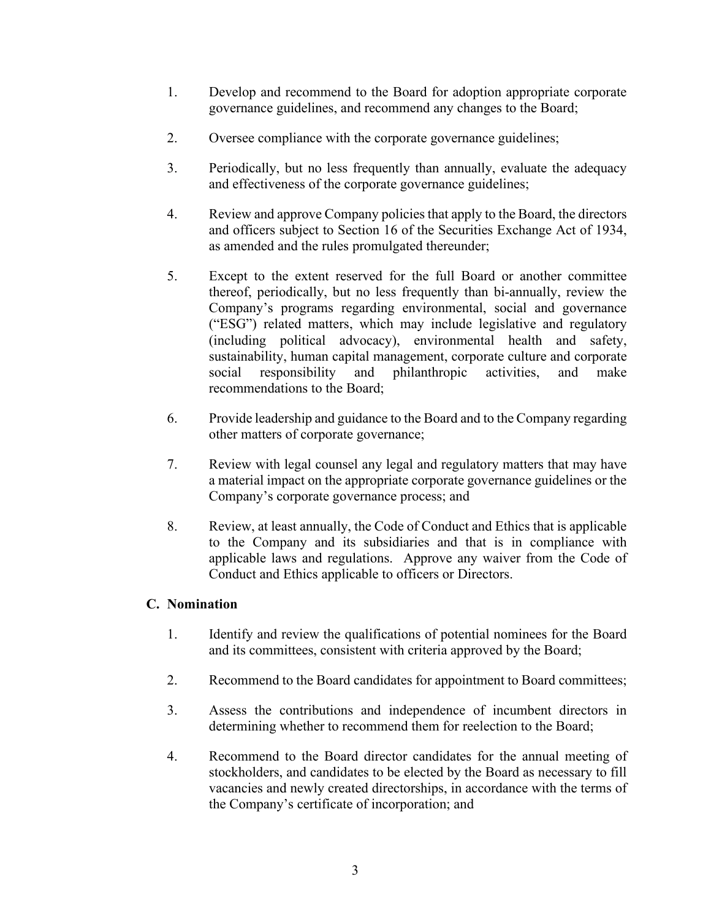1. Develop and recommend to the Board for adoption appropriate corporate governance guidelines, and recommend any changes to the Board;

2. Oversee compliance with the corporate governance guidelines;

3. Periodically, but no less frequently than annually, evaluate the adequacy and effectiveness of the corporate governance guidelines;

4. Review and approve Company policies that apply to the Board, the directors and officers subject to Section 16 of the Securities Exchange Act of 1934, as amended and the rules promulgated thereunder;

5. Except to the extent reserved for the full Board or another committee thereof, periodically, but no less frequently than bi-annually, review the Company's programs regarding environmental, social and governance ("ESG") related matters, which may include legislative and regulatory (including political advocacy), environmental health and safety, sustainability, human capital management, corporate culture and corporate social responsibility and philanthropic activities, and make recommendations to the Board;

6. Provide leadership and guidance to the Board and to the Company regarding other matters of corporate governance;

7. Review with legal counsel any legal and regulatory matters that may have a material impact on the appropriate corporate governance guidelines or the Company's corporate governance process; and

8. Review, at least annually, the Code of Conduct and Ethics that is applicable to the Company and its subsidiaries and that is in compliance with applicable laws and regulations. Approve any waiver from the Code of Conduct and Ethics applicable to officers or Directors.

### C. Nomination

1. Identify and review the qualifications of potential nominees for the Board and its committees, consistent with criteria approved by the Board;

2. Recommend to the Board candidates for appointment to Board committees;

3. Assess the contributions and independence of incumbent directors in determining whether to recommend them for reelection to the Board;

4. Recommend to the Board director candidates for the annual meeting of stockholders, and candidates to be elected by the Board as necessary to fill vacancies and newly created directorships, in accordance with the terms of the Company's certificate of incorporation; and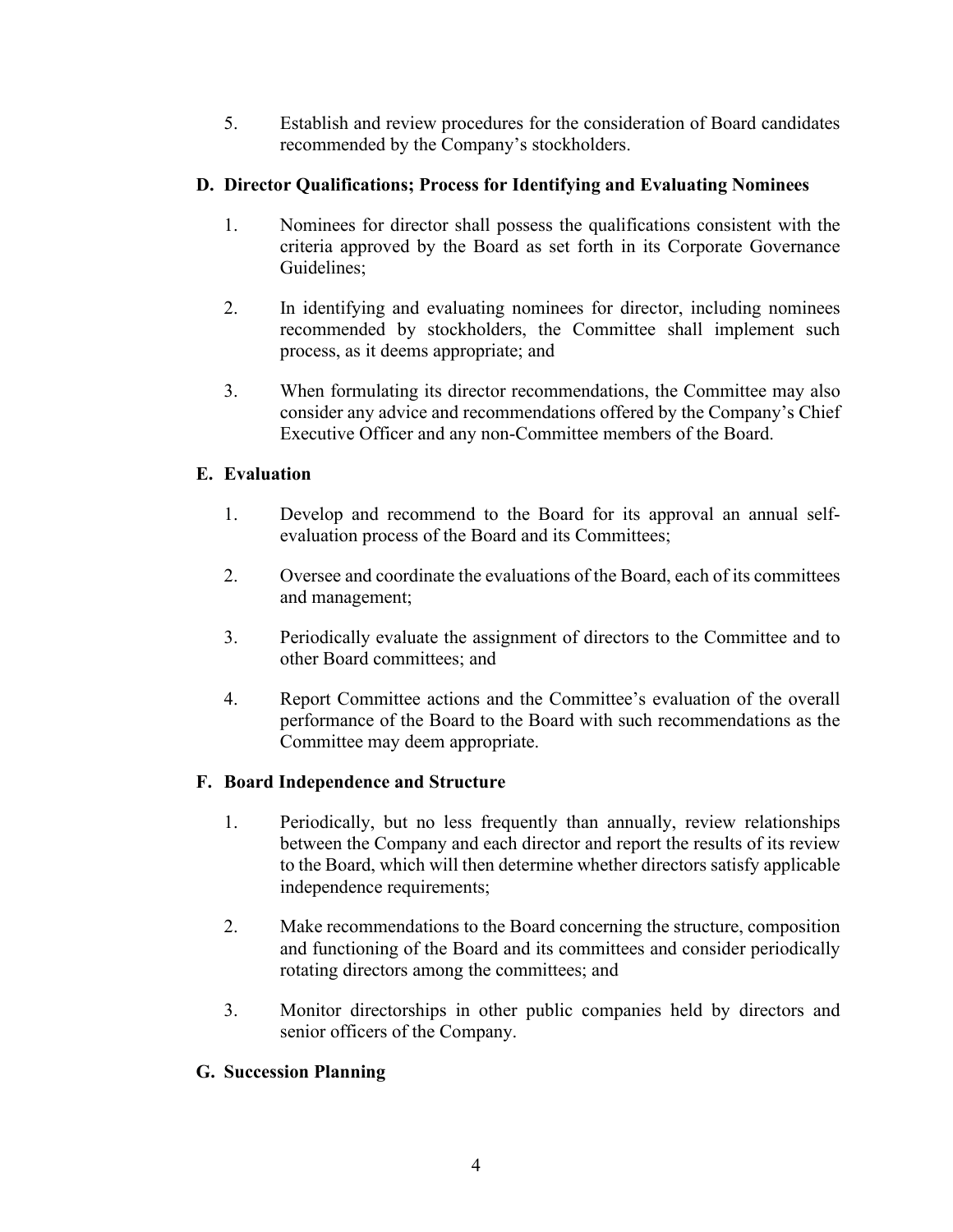5. Establish and review procedures for the consideration of Board candidates recommended by the Company's stockholders.

**D. Director Qualifications; Process for Identifying and Evaluating Nominees**

1. Nominees for director shall possess the qualifications consistent with the criteria approved by the Board as set forth in its Corporate Governance Guidelines;

2. In identifying and evaluating nominees for director, including nominees recommended by stockholders, the Committee shall implement such process, as it deems appropriate; and

3. When formulating its director recommendations, the Committee may also consider any advice and recommendations offered by the Company's Chief Executive Officer and any non-Committee members of the Board.

**E. Evaluation**

1. Develop and recommend to the Board for its approval an annual self-evaluation process of the Board and its Committees;

2. Oversee and coordinate the evaluations of the Board, each of its committees and management;

3. Periodically evaluate the assignment of directors to the Committee and to other Board committees; and

4. Report Committee actions and the Committee's evaluation of the overall performance of the Board to the Board with such recommendations as the Committee may deem appropriate.

**F. Board Independence and Structure**

1. Periodically, but no less frequently than annually, review relationships between the Company and each director and report the results of its review to the Board, which will then determine whether directors satisfy applicable independence requirements;

2. Make recommendations to the Board concerning the structure, composition and functioning of the Board and its committees and consider periodically rotating directors among the committees; and

3. Monitor directorships in other public companies held by directors and senior officers of the Company.

**G. Succession Planning**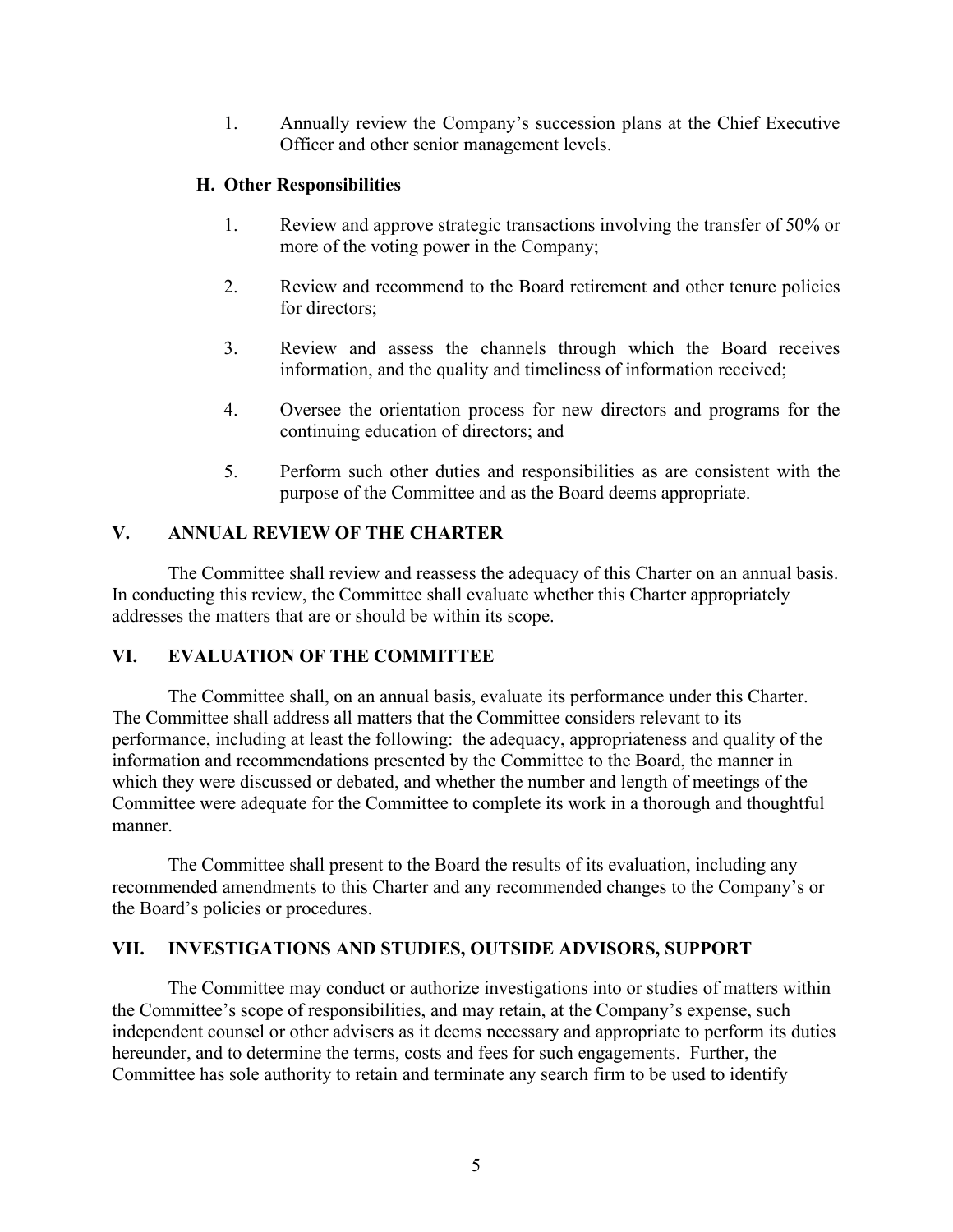1. Annually review the Company's succession plans at the Chief Executive Officer and other senior management levels.

### H. Other Responsibilities

1. Review and approve strategic transactions involving the transfer of 50% or more of the voting power in the Company;

2. Review and recommend to the Board retirement and other tenure policies for directors;

3. Review and assess the channels through which the Board receives information, and the quality and timeliness of information received;

4. Oversee the orientation process for new directors and programs for the continuing education of directors; and

5. Perform such other duties and responsibilities as are consistent with the purpose of the Committee and as the Board deems appropriate.

## V. ANNUAL REVIEW OF THE CHARTER

The Committee shall review and reassess the adequacy of this Charter on an annual basis. In conducting this review, the Committee shall evaluate whether this Charter appropriately addresses the matters that are or should be within its scope.

## VI. EVALUATION OF THE COMMITTEE

The Committee shall, on an annual basis, evaluate its performance under this Charter. The Committee shall address all matters that the Committee considers relevant to its performance, including at least the following: the adequacy, appropriateness and quality of the information and recommendations presented by the Committee to the Board, the manner in which they were discussed or debated, and whether the number and length of meetings of the Committee were adequate for the Committee to complete its work in a thorough and thoughtful manner.

The Committee shall present to the Board the results of its evaluation, including any recommended amendments to this Charter and any recommended changes to the Company's or the Board's policies or procedures.

## VII. INVESTIGATIONS AND STUDIES, OUTSIDE ADVISORS, SUPPORT

The Committee may conduct or authorize investigations into or studies of matters within the Committee's scope of responsibilities, and may retain, at the Company's expense, such independent counsel or other advisers as it deems necessary and appropriate to perform its duties hereunder, and to determine the terms, costs and fees for such engagements. Further, the Committee has sole authority to retain and terminate any search firm to be used to identify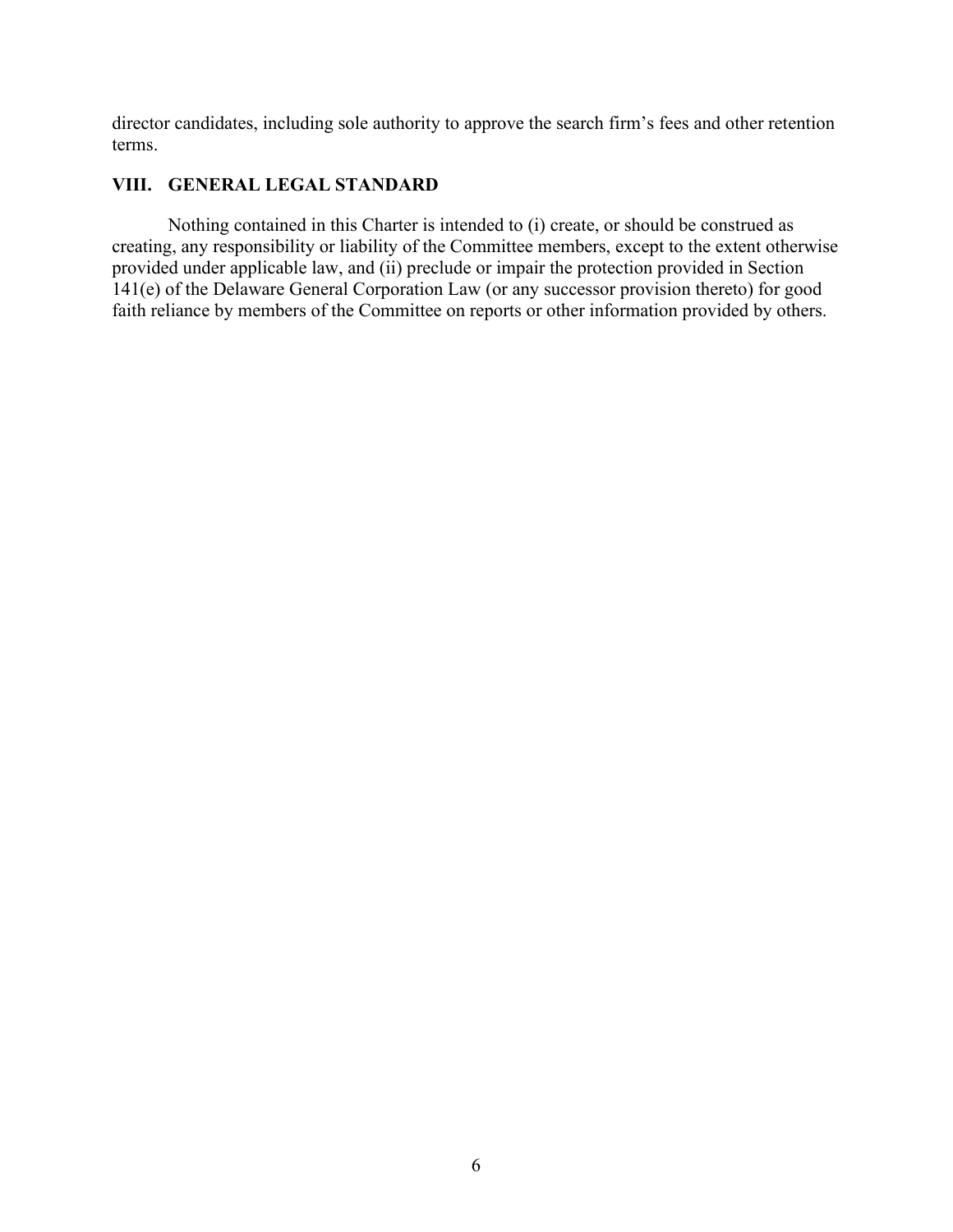director candidates, including sole authority to approve the search firm's fees and other retention terms.

## VIII. GENERAL LEGAL STANDARD

Nothing contained in this Charter is intended to (i) create, or should be construed as creating, any responsibility or liability of the Committee members, except to the extent otherwise provided under applicable law, and (ii) preclude or impair the protection provided in Section 141(e) of the Delaware General Corporation Law (or any successor provision thereto) for good faith reliance by members of the Committee on reports or other information provided by others.